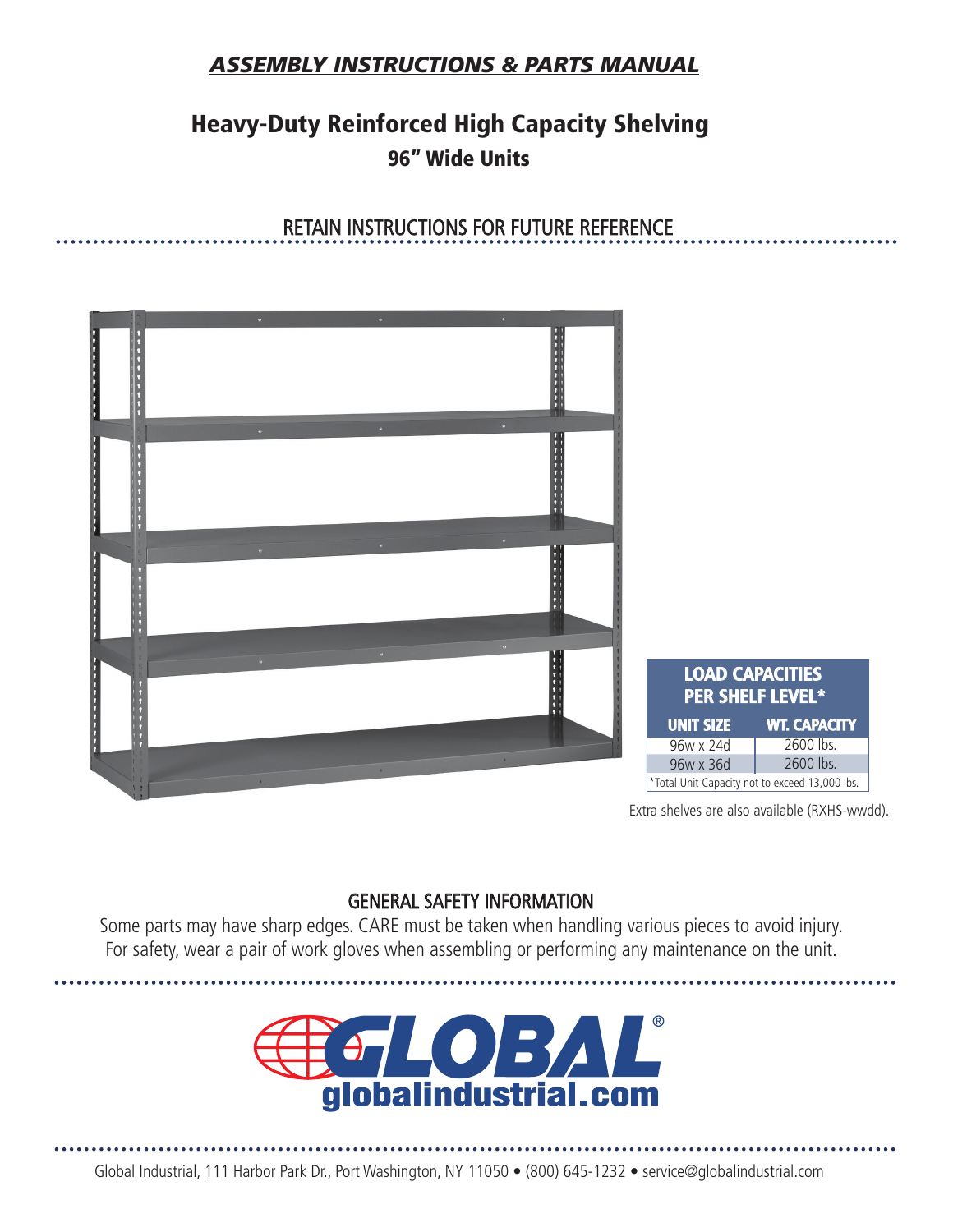***ASSEMBLY INSTRUCTIONS & PARTS MANUAL***

# Heavy-Duty Reinforced High Capacity Shelving

## 96" Wide Units

RETAIN INSTRUCTIONS FOR FUTURE REFERENCE

| LOAD CAPACITIES PER SHELF LEVEL* | |
|---|---|
| **UNIT SIZE** | **WT. CAPACITY** |
| 96w x 24d | 2600 lbs. |
| 96w x 36d | 2600 lbs. |
| *Total Unit Capacity not to exceed 13,000 lbs. | |

Extra shelves are also available (RXHS-wwdd).

## GENERAL SAFETY INFORMATION

Some parts may have sharp edges. CARE must be taken when handling various pieces to avoid injury. For safety, wear a pair of work gloves when assembling or performing any maintenance on the unit.

GLOBAL®
globalindustrial.com

Global Industrial, 111 Harbor Park Dr., Port Washington, NY 11050 • (800) 645-1232 • service@globalindustrial.com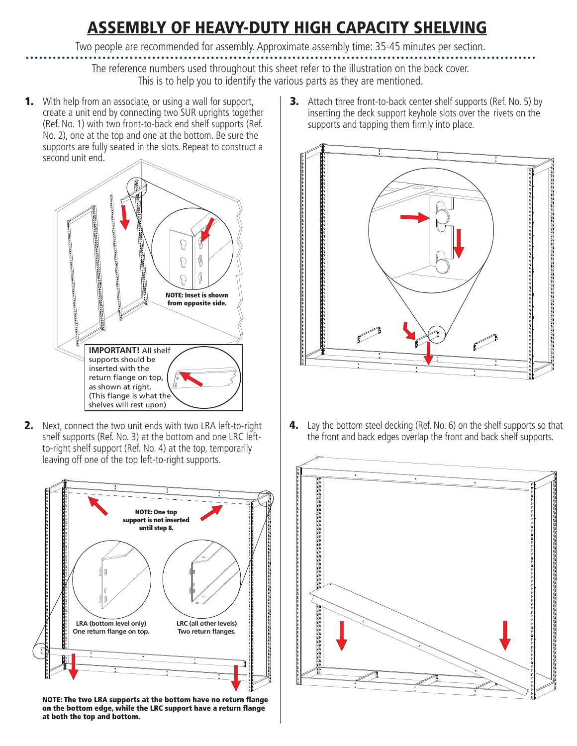# ASSEMBLY OF HEAVY-DUTY HIGH CAPACITY SHELVING

Two people are recommended for assembly. Approximate assembly time: 35-45 minutes per section.

The reference numbers used throughout this sheet refer to the illustration on the back cover. This is to help you to identify the various parts as they are mentioned.

**1.** With help from an associate, or using a wall for support, create a unit end by connecting two SUR uprights together (Ref. No. 1) with two front-to-back end shelf supports (Ref. No. 2), one at the top and one at the bottom. Be sure the supports are fully seated in the slots. Repeat to construct a second unit end.

**NOTE: Inset is shown from opposite side.**

**IMPORTANT!** All shelf supports should be inserted with the return flange on top, as shown at right. (This flange is what the shelves will rest upon)

**2.** Next, connect the two unit ends with two LRA left-to-right shelf supports (Ref. No. 3) at the bottom and one LRC left-to-right shelf support (Ref. No. 4) at the top, temporarily leaving off one of the top left-to-right supports.

**NOTE: One top support is not inserted until step 8.**

**LRA (bottom level only) One return flange on top.**

**LRC (all other levels) Two return flanges.**

**NOTE: The two LRA supports at the bottom have no return flange on the bottom edge, while the LRC support have a return flange at both the top and bottom.**

**3.** Attach three front-to-back center shelf supports (Ref. No. 5) by inserting the deck support keyhole slots over the rivets on the supports and tapping them firmly into place.

**4.** Lay the bottom steel decking (Ref. No. 6) on the shelf supports so that the front and back edges overlap the front and back shelf supports.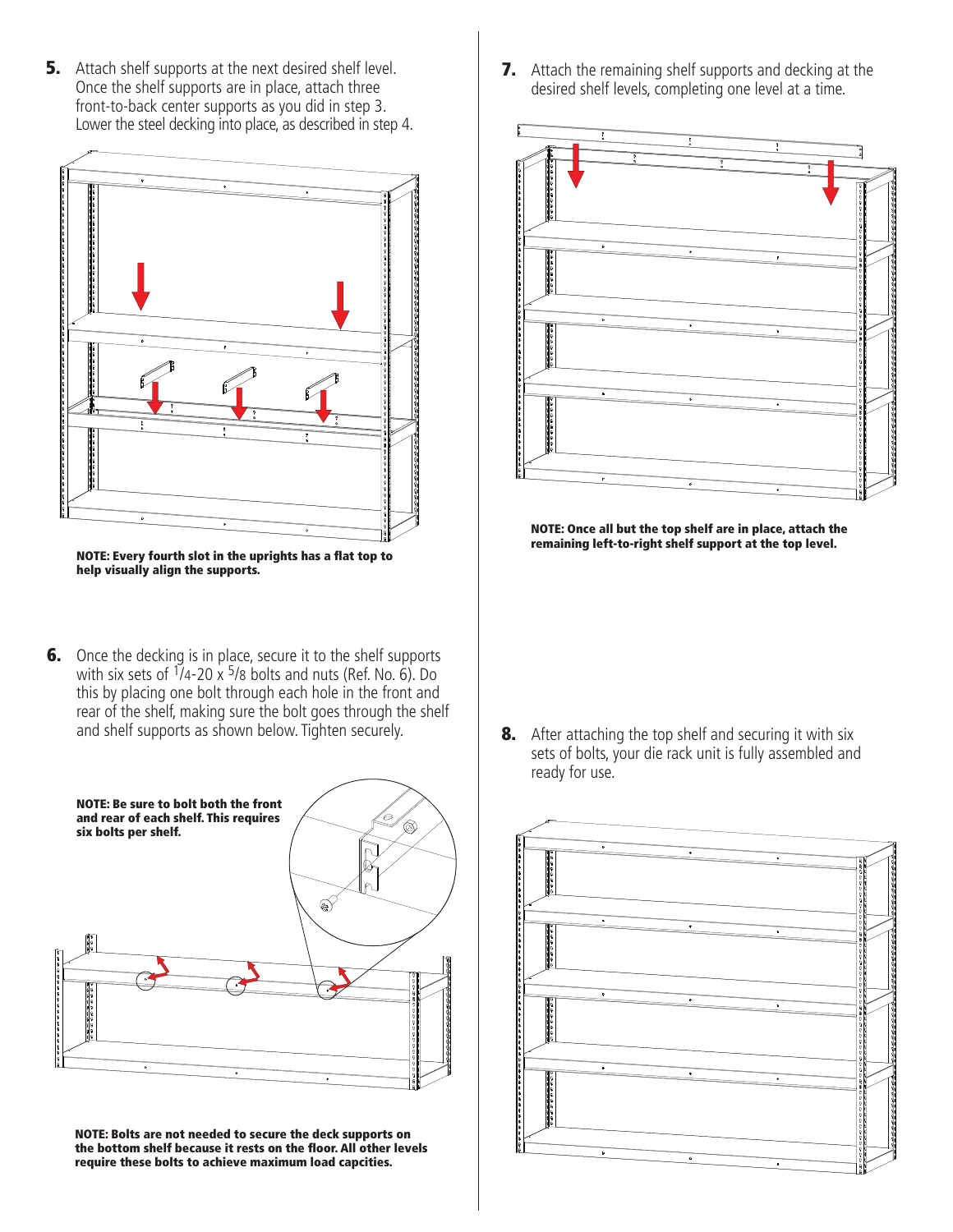**5.** Attach shelf supports at the next desired shelf level. Once the shelf supports are in place, attach three front-to-back center supports as you did in step 3. Lower the steel decking into place, as described in step 4.

**NOTE: Every fourth slot in the uprights has a flat top to help visually align the supports.**

**6.** Once the decking is in place, secure it to the shelf supports with six sets of 1/4-20 x 5/8 bolts and nuts (Ref. No. 6). Do this by placing one bolt through each hole in the front and rear of the shelf, making sure the bolt goes through the shelf and shelf supports as shown below. Tighten securely.

**NOTE: Be sure to bolt both the front and rear of each shelf. This requires six bolts per shelf.**

**NOTE: Bolts are not needed to secure the deck supports on the bottom shelf because it rests on the floor. All other levels require these bolts to achieve maximum load capcities.**

**7.** Attach the remaining shelf supports and decking at the desired shelf levels, completing one level at a time.

**NOTE: Once all but the top shelf are in place, attach the remaining left-to-right shelf support at the top level.**

**8.** After attaching the top shelf and securing it with six sets of bolts, your die rack unit is fully assembled and ready for use.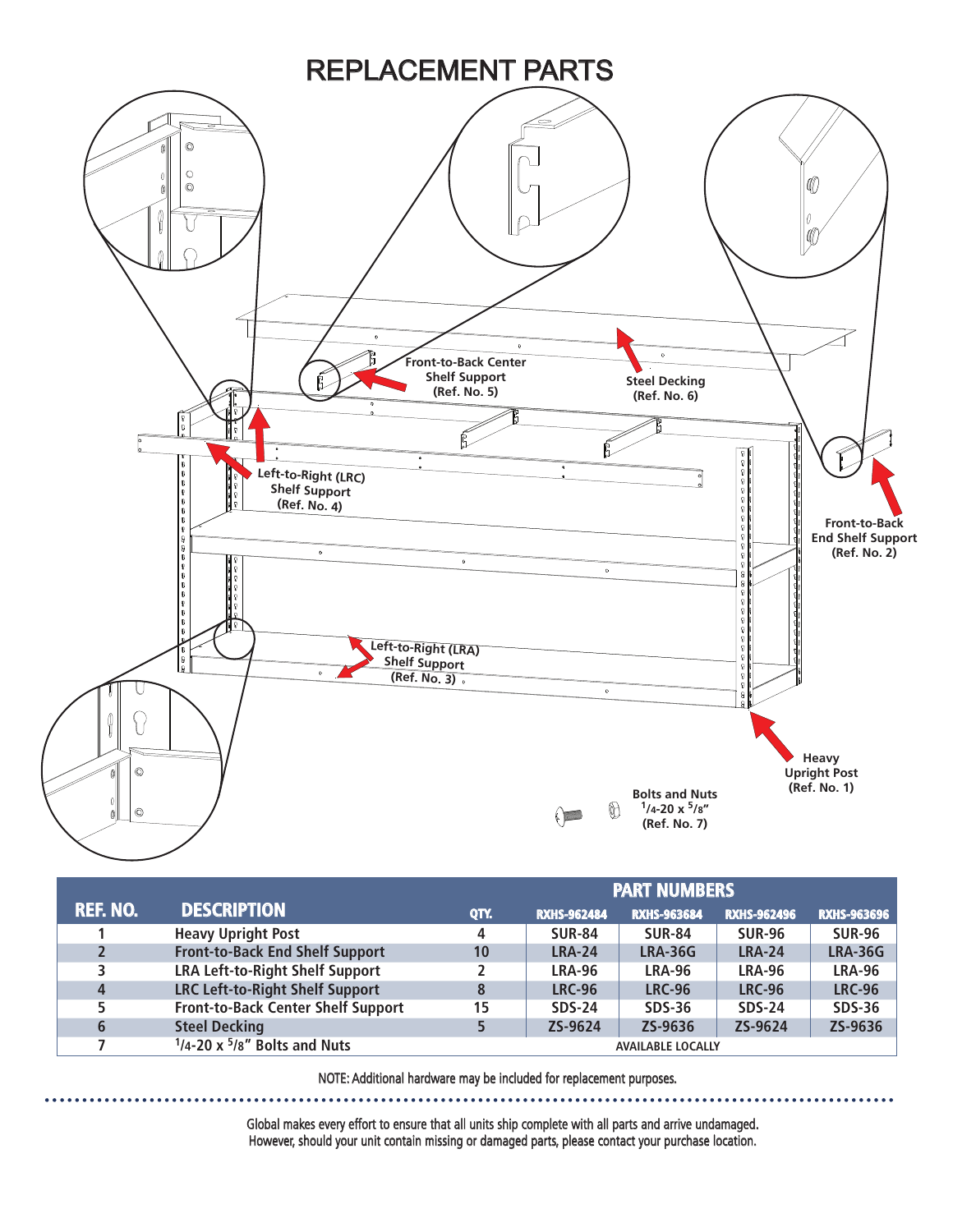# REPLACEMENT PARTS

Front-to-Back Center Shelf Support (Ref. No. 5)

Steel Decking (Ref. No. 6)

Left-to-Right (LRC) Shelf Support (Ref. No. 4)

Front-to-Back End Shelf Support (Ref. No. 2)

Left-to-Right (LRA) Shelf Support (Ref. No. 3)

Heavy Upright Post (Ref. No. 1)

Bolts and Nuts 1/4-20 x 5/8" (Ref. No. 7)

| REF. NO. | DESCRIPTION | QTY. | PART NUMBERS | | | |
|---|---|---|---|---|---|---|
| | | | RXHS-962484 | RXHS-963684 | RXHS-962496 | RXHS-963696 |
| 1 | Heavy Upright Post | 4 | SUR-84 | SUR-84 | SUR-96 | SUR-96 |
| 2 | Front-to-Back End Shelf Support | 10 | LRA-24 | LRA-36G | LRA-24 | LRA-36G |
| 3 | LRA Left-to-Right Shelf Support | 2 | LRA-96 | LRA-96 | LRA-96 | LRA-96 |
| 4 | LRC Left-to-Right Shelf Support | 8 | LRC-96 | LRC-96 | LRC-96 | LRC-96 |
| 5 | Front-to-Back Center Shelf Support | 15 | SDS-24 | SDS-36 | SDS-24 | SDS-36 |
| 6 | Steel Decking | 5 | ZS-9624 | ZS-9636 | ZS-9624 | ZS-9636 |
| 7 | 1/4-20 x 5/8" Bolts and Nuts | | AVAILABLE LOCALLY | | | |

NOTE: Additional hardware may be included for replacement purposes.

Global makes every effort to ensure that all units ship complete with all parts and arrive undamaged. However, should your unit contain missing or damaged parts, please contact your purchase location.